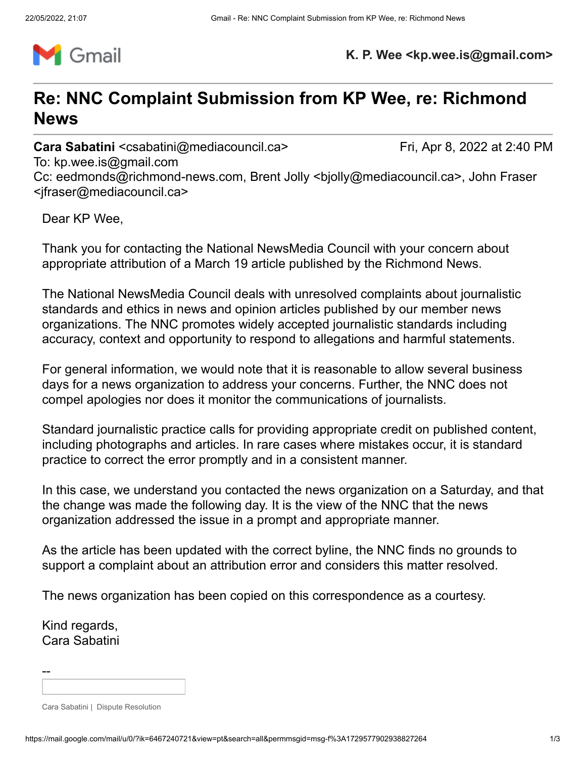Gmail **K. P. Wee <kp.wee.is@gmail.com>**

# Re: NNC Complaint Submission from KP Wee, re: Richmond News

**Cara Sabatini** <csabatini@mediacouncil.ca> Fri, Apr 8, 2022 at 2:40 PM
To: kp.wee.is@gmail.com
Cc: eedmonds@richmond-news.com, Brent Jolly <bjolly@mediacouncil.ca>, John Fraser <jfraser@mediacouncil.ca>

Dear KP Wee,

Thank you for contacting the National NewsMedia Council with your concern about appropriate attribution of a March 19 article published by the Richmond News.

The National NewsMedia Council deals with unresolved complaints about journalistic standards and ethics in news and opinion articles published by our member news organizations. The NNC promotes widely accepted journalistic standards including accuracy, context and opportunity to respond to allegations and harmful statements.

For general information, we would note that it is reasonable to allow several business days for a news organization to address your concerns. Further, the NNC does not compel apologies nor does it monitor the communications of journalists.

Standard journalistic practice calls for providing appropriate credit on published content, including photographs and articles. In rare cases where mistakes occur, it is standard practice to correct the error promptly and in a consistent manner.

In this case, we understand you contacted the news organization on a Saturday, and that the change was made the following day. It is the view of the NNC that the news organization addressed the issue in a prompt and appropriate manner.

As the article has been updated with the correct byline, the NNC finds no grounds to support a complaint about an attribution error and considers this matter resolved.

The news organization has been copied on this correspondence as a courtesy.

Kind regards,
Cara Sabatini

--

Cara Sabatini | Dispute Resolution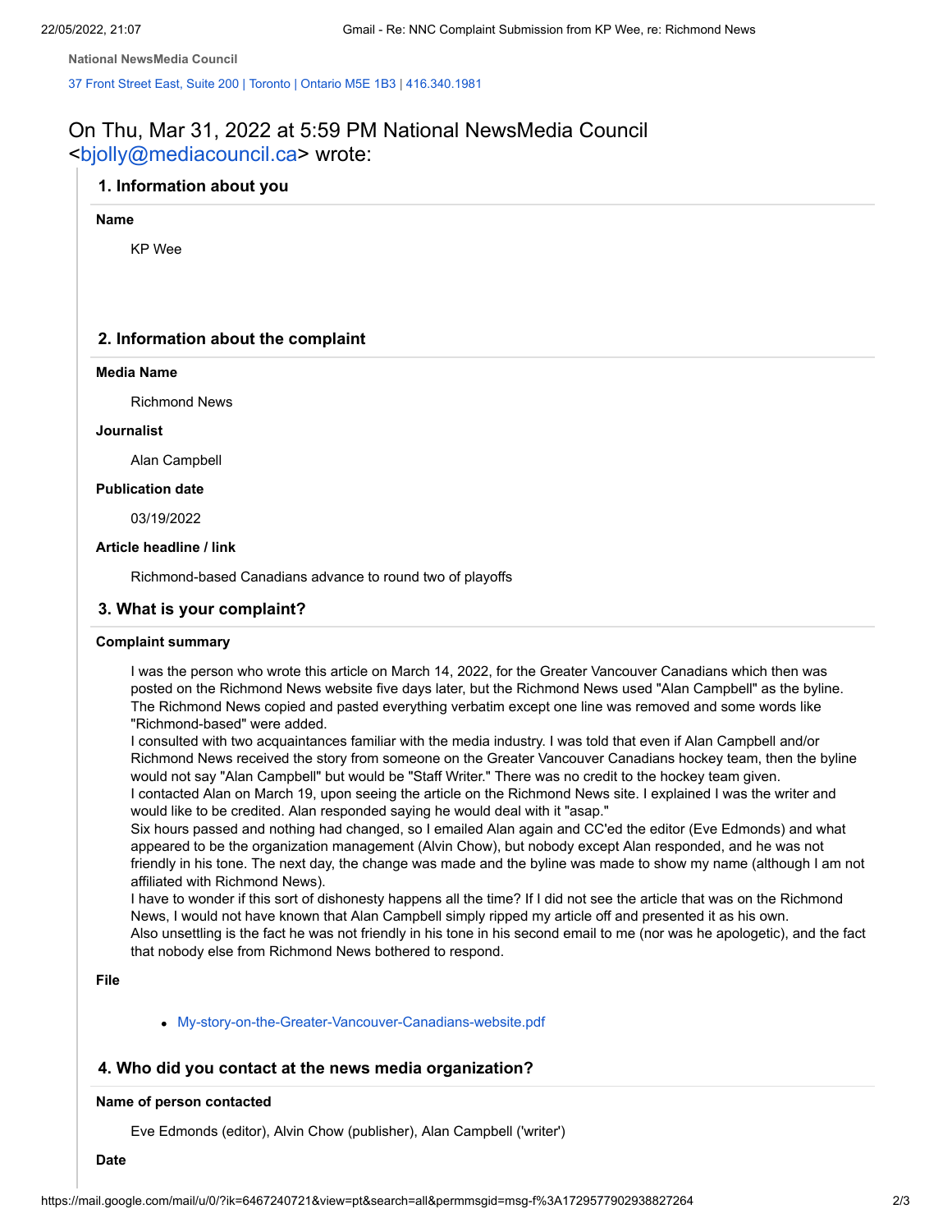National NewsMedia Council

37 Front Street East, Suite 200 | Toronto | Ontario M5E 1B3 | 416.340.1981

On Thu, Mar 31, 2022 at 5:59 PM National NewsMedia Council <bjolly@mediacouncil.ca> wrote:

## 1. Information about you

**Name**

KP Wee

## 2. Information about the complaint

**Media Name**

Richmond News

**Journalist**

Alan Campbell

**Publication date**

03/19/2022

**Article headline / link**

Richmond-based Canadians advance to round two of playoffs

## 3. What is your complaint?

**Complaint summary**

I was the person who wrote this article on March 14, 2022, for the Greater Vancouver Canadians which then was posted on the Richmond News website five days later, but the Richmond News used "Alan Campbell" as the byline. The Richmond News copied and pasted everything verbatim except one line was removed and some words like "Richmond-based" were added.
I consulted with two acquaintances familiar with the media industry. I was told that even if Alan Campbell and/or Richmond News received the story from someone on the Greater Vancouver Canadians hockey team, then the byline would not say "Alan Campbell" but would be "Staff Writer." There was no credit to the hockey team given.
I contacted Alan on March 19, upon seeing the article on the Richmond News site. I explained I was the writer and would like to be credited. Alan responded saying he would deal with it "asap."
Six hours passed and nothing had changed, so I emailed Alan again and CC'ed the editor (Eve Edmonds) and what appeared to be the organization management (Alvin Chow), but nobody except Alan responded, and he was not friendly in his tone. The next day, the change was made and the byline was made to show my name (although I am not affiliated with Richmond News).
I have to wonder if this sort of dishonesty happens all the time? If I did not see the article that was on the Richmond News, I would not have known that Alan Campbell simply ripped my article off and presented it as his own.
Also unsettling is the fact he was not friendly in his tone in his second email to me (nor was he apologetic), and the fact that nobody else from Richmond News bothered to respond.

**File**

- My-story-on-the-Greater-Vancouver-Canadians-website.pdf

## 4. Who did you contact at the news media organization?

**Name of person contacted**

Eve Edmonds (editor), Alvin Chow (publisher), Alan Campbell ('writer')

**Date**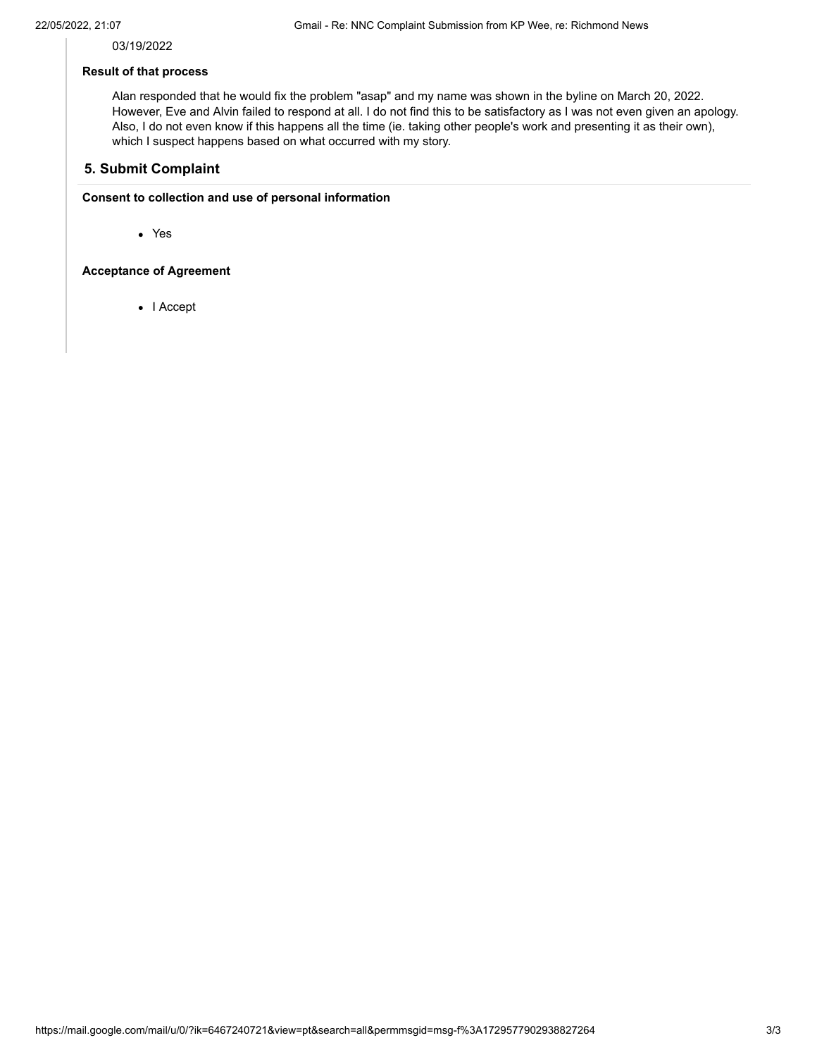03/19/2022

**Result of that process**

Alan responded that he would fix the problem "asap" and my name was shown in the byline on March 20, 2022. However, Eve and Alvin failed to respond at all. I do not find this to be satisfactory as I was not even given an apology. Also, I do not even know if this happens all the time (ie. taking other people's work and presenting it as their own), which I suspect happens based on what occurred with my story.

## 5. Submit Complaint

**Consent to collection and use of personal information**

- Yes

**Acceptance of Agreement**

- I Accept